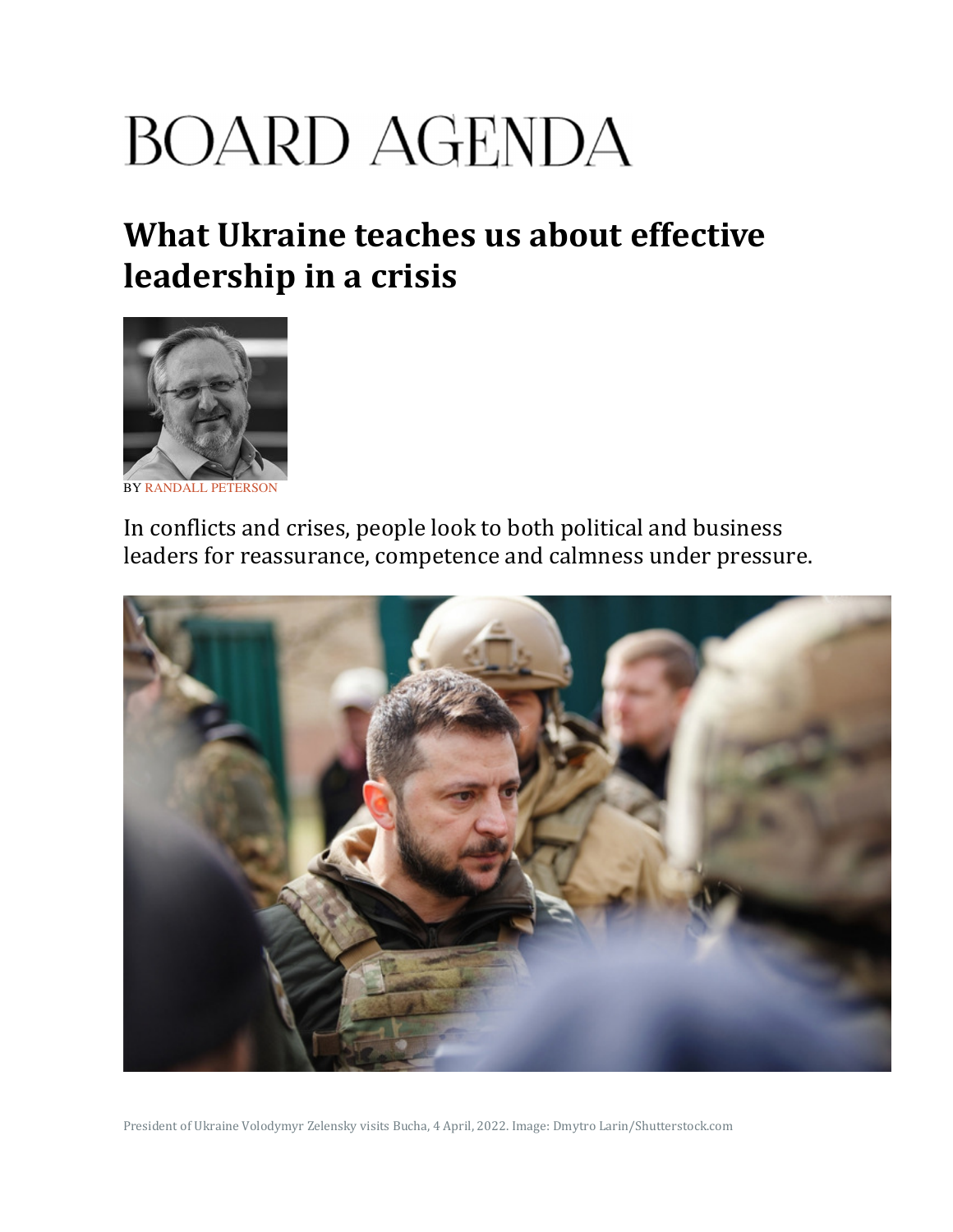# BOARD AGENDA

## What Ukraine teaches us about effective leadership in a crisis

BY RANDALL PETERSON

In conflicts and crises, people look to both political and business leaders for reassurance, competence and calmness under pressure.

President of Ukraine Volodymyr Zelensky visits Bucha, 4 April, 2022. Image: Dmytro Larin/Shutterstock.com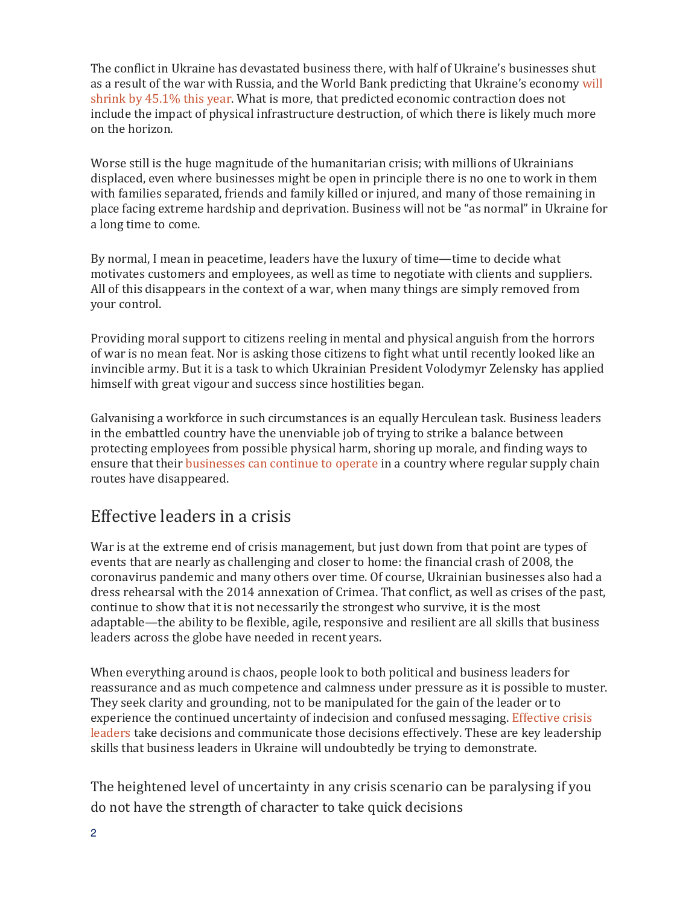The conflict in Ukraine has devastated business there, with half of Ukraine's businesses shut as a result of the war with Russia, and the World Bank predicting that Ukraine's economy will shrink by 45.1% this year. What is more, that predicted economic contraction does not include the impact of physical infrastructure destruction, of which there is likely much more on the horizon.

Worse still is the huge magnitude of the humanitarian crisis; with millions of Ukrainians displaced, even where businesses might be open in principle there is no one to work in them with families separated, friends and family killed or injured, and many of those remaining in place facing extreme hardship and deprivation. Business will not be "as normal" in Ukraine for a long time to come.

By normal, I mean in peacetime, leaders have the luxury of time—time to decide what motivates customers and employees, as well as time to negotiate with clients and suppliers. All of this disappears in the context of a war, when many things are simply removed from your control.

Providing moral support to citizens reeling in mental and physical anguish from the horrors of war is no mean feat. Nor is asking those citizens to fight what until recently looked like an invincible army. But it is a task to which Ukrainian President Volodymyr Zelensky has applied himself with great vigour and success since hostilities began.

Galvanising a workforce in such circumstances is an equally Herculean task. Business leaders in the embattled country have the unenviable job of trying to strike a balance between protecting employees from possible physical harm, shoring up morale, and finding ways to ensure that their businesses can continue to operate in a country where regular supply chain routes have disappeared.

## Effective leaders in a crisis

War is at the extreme end of crisis management, but just down from that point are types of events that are nearly as challenging and closer to home: the financial crash of 2008, the coronavirus pandemic and many others over time. Of course, Ukrainian businesses also had a dress rehearsal with the 2014 annexation of Crimea. That conflict, as well as crises of the past, continue to show that it is not necessarily the strongest who survive, it is the most adaptable—the ability to be flexible, agile, responsive and resilient are all skills that business leaders across the globe have needed in recent years.

When everything around is chaos, people look to both political and business leaders for reassurance and as much competence and calmness under pressure as it is possible to muster. They seek clarity and grounding, not to be manipulated for the gain of the leader or to experience the continued uncertainty of indecision and confused messaging. Effective crisis leaders take decisions and communicate those decisions effectively. These are key leadership skills that business leaders in Ukraine will undoubtedly be trying to demonstrate.

The heightened level of uncertainty in any crisis scenario can be paralysing if you do not have the strength of character to take quick decisions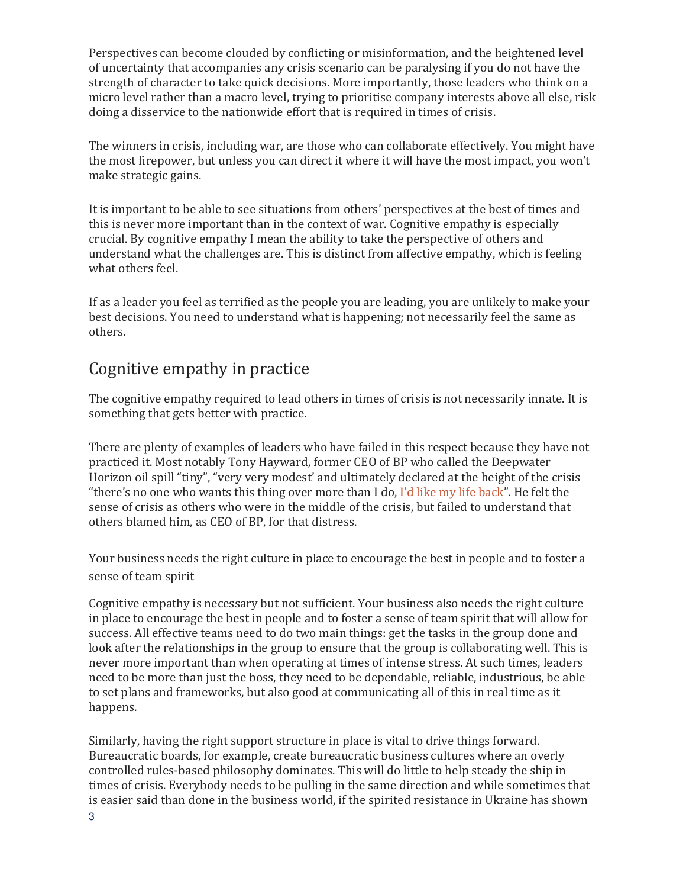Perspectives can become clouded by conflicting or misinformation, and the heightened level of uncertainty that accompanies any crisis scenario can be paralysing if you do not have the strength of character to take quick decisions. More importantly, those leaders who think on a micro level rather than a macro level, trying to prioritise company interests above all else, risk doing a disservice to the nationwide effort that is required in times of crisis.

The winners in crisis, including war, are those who can collaborate effectively. You might have the most firepower, but unless you can direct it where it will have the most impact, you won't make strategic gains.

It is important to be able to see situations from others' perspectives at the best of times and this is never more important than in the context of war. Cognitive empathy is especially crucial. By cognitive empathy I mean the ability to take the perspective of others and understand what the challenges are. This is distinct from affective empathy, which is feeling what others feel.

If as a leader you feel as terrified as the people you are leading, you are unlikely to make your best decisions. You need to understand what is happening; not necessarily feel the same as others.

## Cognitive empathy in practice

The cognitive empathy required to lead others in times of crisis is not necessarily innate. It is something that gets better with practice.

There are plenty of examples of leaders who have failed in this respect because they have not practiced it. Most notably Tony Hayward, former CEO of BP who called the Deepwater Horizon oil spill "tiny", "very very modest' and ultimately declared at the height of the crisis "there's no one who wants this thing over more than I do, I'd like my life back". He felt the sense of crisis as others who were in the middle of the crisis, but failed to understand that others blamed him, as CEO of BP, for that distress.

Your business needs the right culture in place to encourage the best in people and to foster a sense of team spirit

Cognitive empathy is necessary but not sufficient. Your business also needs the right culture in place to encourage the best in people and to foster a sense of team spirit that will allow for success. All effective teams need to do two main things: get the tasks in the group done and look after the relationships in the group to ensure that the group is collaborating well. This is never more important than when operating at times of intense stress. At such times, leaders need to be more than just the boss, they need to be dependable, reliable, industrious, be able to set plans and frameworks, but also good at communicating all of this in real time as it happens.

Similarly, having the right support structure in place is vital to drive things forward. Bureaucratic boards, for example, create bureaucratic business cultures where an overly controlled rules-based philosophy dominates. This will do little to help steady the ship in times of crisis. Everybody needs to be pulling in the same direction and while sometimes that is easier said than done in the business world, if the spirited resistance in Ukraine has shown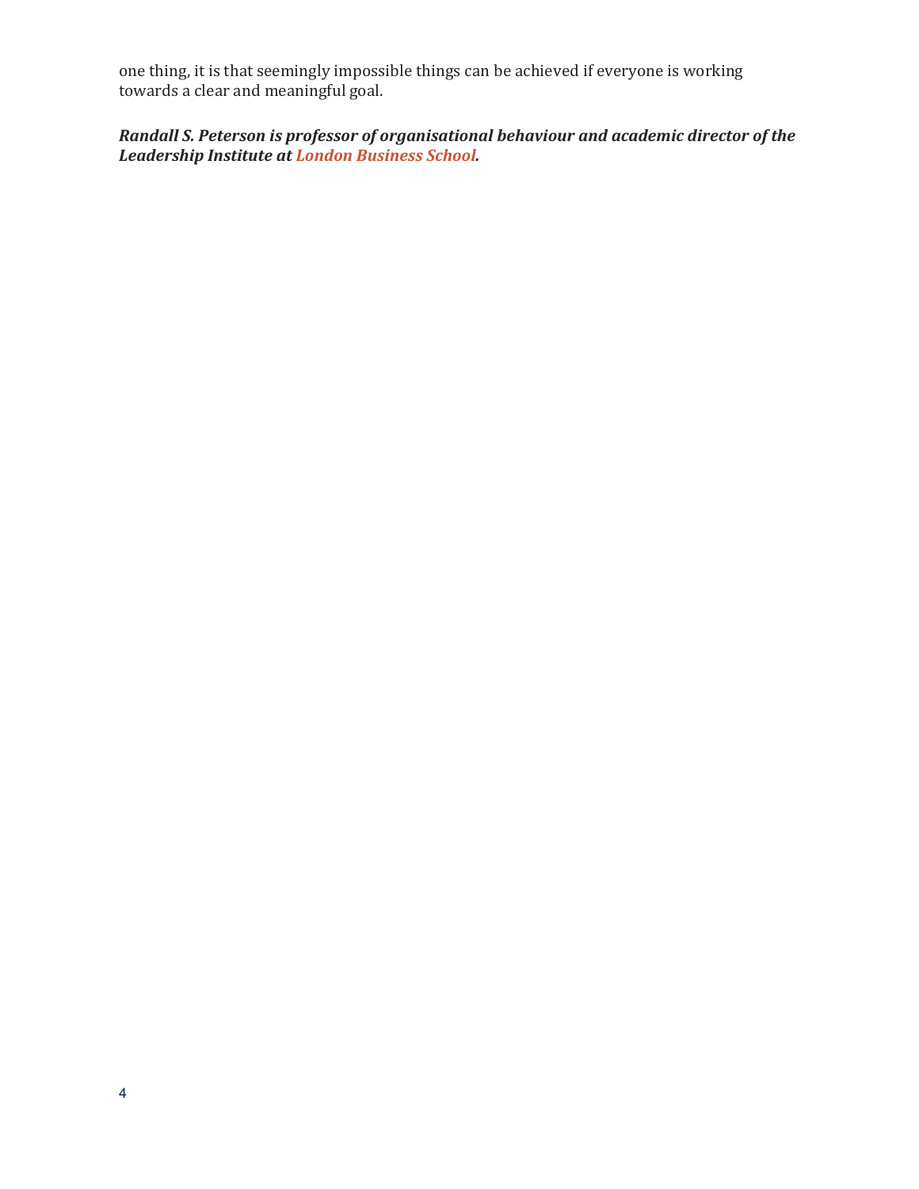one thing, it is that seemingly impossible things can be achieved if everyone is working towards a clear and meaningful goal.

***Randall S. Peterson is professor of organisational behaviour and academic director of the Leadership Institute at London Business School.***